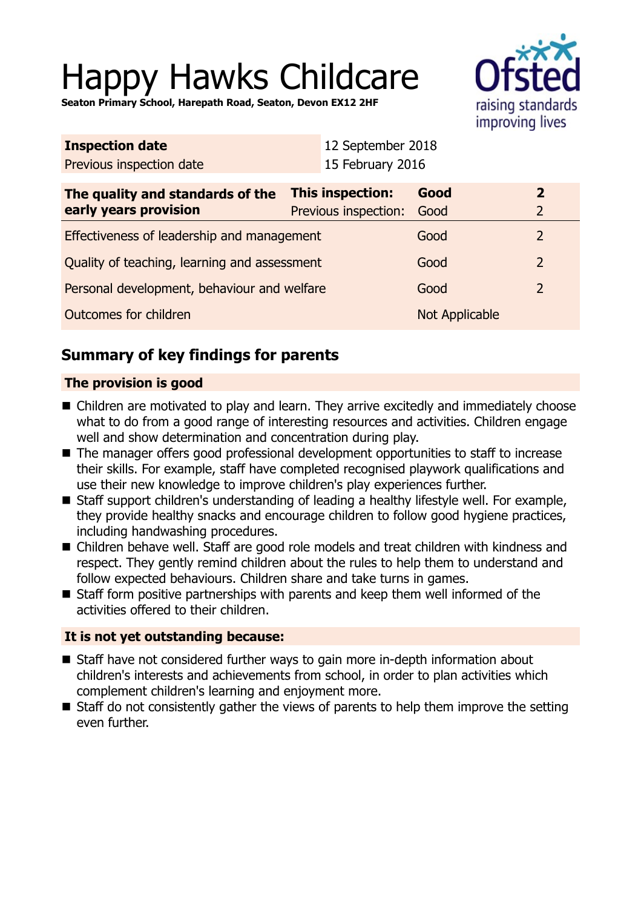# Happy Hawks Childcare

**Seaton Primary School, Harepath Road, Seaton, Devon EX12 2HF**

| **Inspection date** | 12 September 2018 |
|---|---|
| Previous inspection date | 15 February 2016 |

| **The quality and standards of the early years provision** | **This inspection:** | **Good** | **2** |
|---|---|---|---|
| | Previous inspection: | Good | 2 |
| Effectiveness of leadership and management | | Good | 2 |
| Quality of teaching, learning and assessment | | Good | 2 |
| Personal development, behaviour and welfare | | Good | 2 |
| Outcomes for children | | Not Applicable | |

## Summary of key findings for parents

**The provision is good**

- Children are motivated to play and learn. They arrive excitedly and immediately choose what to do from a good range of interesting resources and activities. Children engage well and show determination and concentration during play.
- The manager offers good professional development opportunities to staff to increase their skills. For example, staff have completed recognised playwork qualifications and use their new knowledge to improve children's play experiences further.
- Staff support children's understanding of leading a healthy lifestyle well. For example, they provide healthy snacks and encourage children to follow good hygiene practices, including handwashing procedures.
- Children behave well. Staff are good role models and treat children with kindness and respect. They gently remind children about the rules to help them to understand and follow expected behaviours. Children share and take turns in games.
- Staff form positive partnerships with parents and keep them well informed of the activities offered to their children.

**It is not yet outstanding because:**

- Staff have not considered further ways to gain more in-depth information about children's interests and achievements from school, in order to plan activities which complement children's learning and enjoyment more.
- Staff do not consistently gather the views of parents to help them improve the setting even further.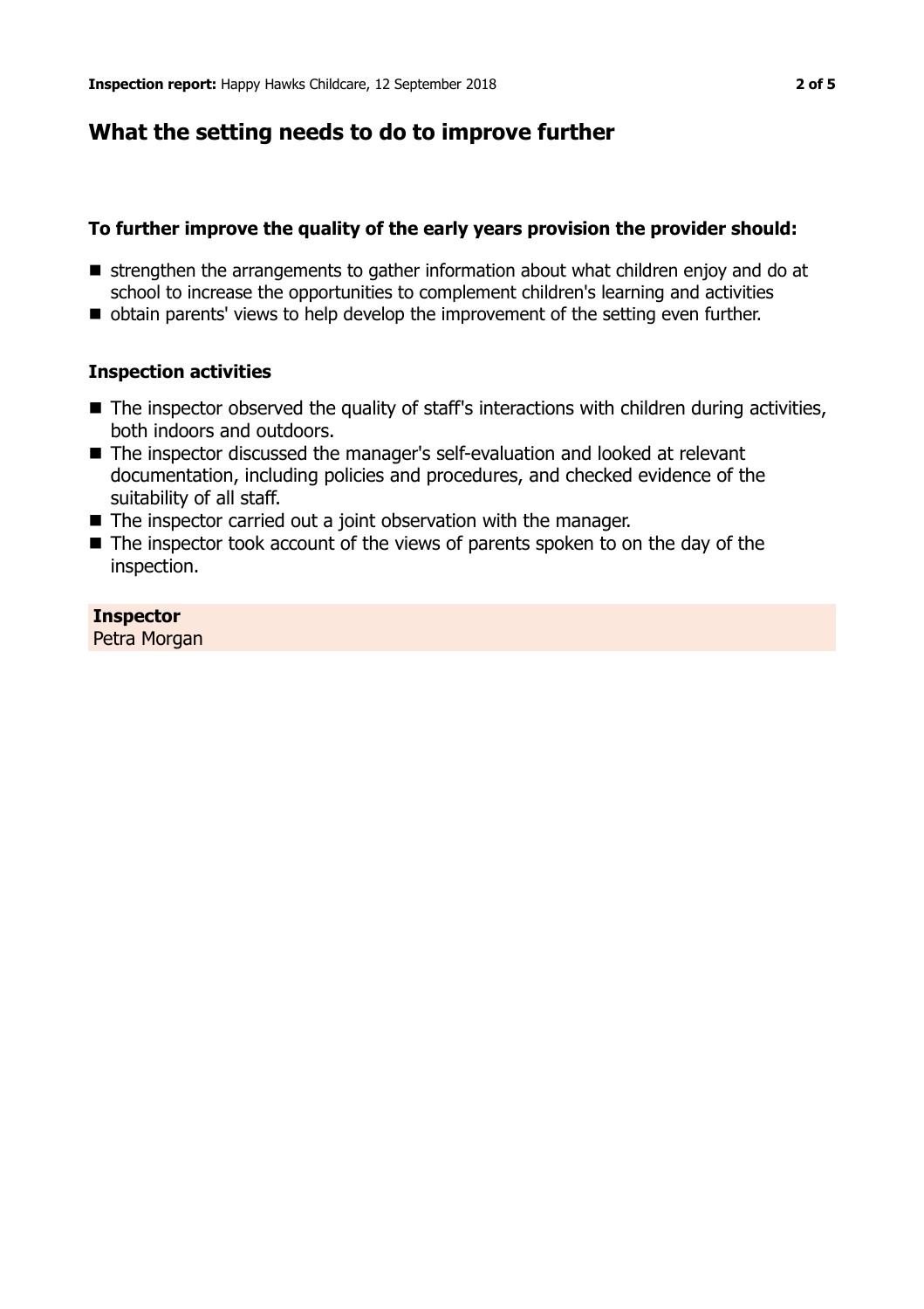## What the setting needs to do to improve further

### To further improve the quality of the early years provision the provider should:

- strengthen the arrangements to gather information about what children enjoy and do at school to increase the opportunities to complement children's learning and activities
- obtain parents' views to help develop the improvement of the setting even further.

### Inspection activities

- The inspector observed the quality of staff's interactions with children during activities, both indoors and outdoors.
- The inspector discussed the manager's self-evaluation and looked at relevant documentation, including policies and procedures, and checked evidence of the suitability of all staff.
- The inspector carried out a joint observation with the manager.
- The inspector took account of the views of parents spoken to on the day of the inspection.

**Inspector**
Petra Morgan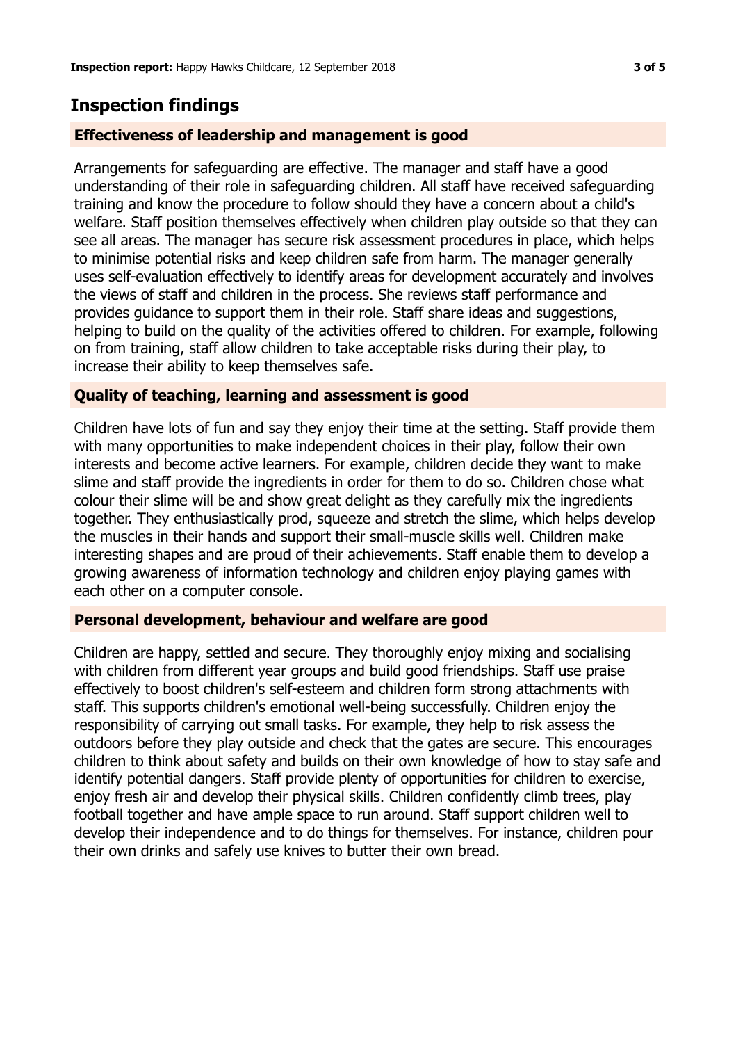## Inspection findings

### Effectiveness of leadership and management is good

Arrangements for safeguarding are effective. The manager and staff have a good understanding of their role in safeguarding children. All staff have received safeguarding training and know the procedure to follow should they have a concern about a child's welfare. Staff position themselves effectively when children play outside so that they can see all areas. The manager has secure risk assessment procedures in place, which helps to minimise potential risks and keep children safe from harm. The manager generally uses self-evaluation effectively to identify areas for development accurately and involves the views of staff and children in the process. She reviews staff performance and provides guidance to support them in their role. Staff share ideas and suggestions, helping to build on the quality of the activities offered to children. For example, following on from training, staff allow children to take acceptable risks during their play, to increase their ability to keep themselves safe.

### Quality of teaching, learning and assessment is good

Children have lots of fun and say they enjoy their time at the setting. Staff provide them with many opportunities to make independent choices in their play, follow their own interests and become active learners. For example, children decide they want to make slime and staff provide the ingredients in order for them to do so. Children chose what colour their slime will be and show great delight as they carefully mix the ingredients together. They enthusiastically prod, squeeze and stretch the slime, which helps develop the muscles in their hands and support their small-muscle skills well. Children make interesting shapes and are proud of their achievements. Staff enable them to develop a growing awareness of information technology and children enjoy playing games with each other on a computer console.

### Personal development, behaviour and welfare are good

Children are happy, settled and secure. They thoroughly enjoy mixing and socialising with children from different year groups and build good friendships. Staff use praise effectively to boost children's self-esteem and children form strong attachments with staff. This supports children's emotional well-being successfully. Children enjoy the responsibility of carrying out small tasks. For example, they help to risk assess the outdoors before they play outside and check that the gates are secure. This encourages children to think about safety and builds on their own knowledge of how to stay safe and identify potential dangers. Staff provide plenty of opportunities for children to exercise, enjoy fresh air and develop their physical skills. Children confidently climb trees, play football together and have ample space to run around. Staff support children well to develop their independence and to do things for themselves. For instance, children pour their own drinks and safely use knives to butter their own bread.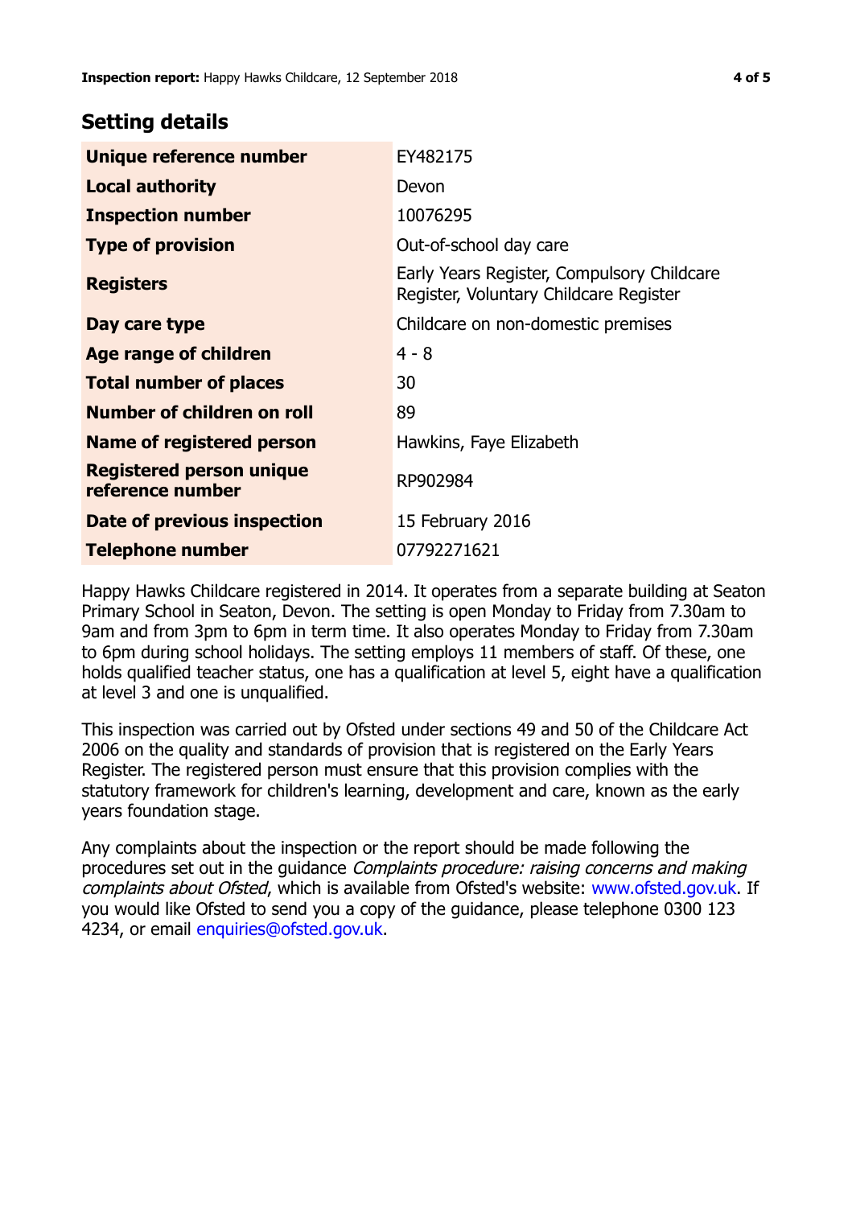## Setting details

| | |
|---|---|
| **Unique reference number** | EY482175 |
| **Local authority** | Devon |
| **Inspection number** | 10076295 |
| **Type of provision** | Out-of-school day care |
| **Registers** | Early Years Register, Compulsory Childcare Register, Voluntary Childcare Register |
| **Day care type** | Childcare on non-domestic premises |
| **Age range of children** | 4 - 8 |
| **Total number of places** | 30 |
| **Number of children on roll** | 89 |
| **Name of registered person** | Hawkins, Faye Elizabeth |
| **Registered person unique reference number** | RP902984 |
| **Date of previous inspection** | 15 February 2016 |
| **Telephone number** | 07792271621 |

Happy Hawks Childcare registered in 2014. It operates from a separate building at Seaton Primary School in Seaton, Devon. The setting is open Monday to Friday from 7.30am to 9am and from 3pm to 6pm in term time. It also operates Monday to Friday from 7.30am to 6pm during school holidays. The setting employs 11 members of staff. Of these, one holds qualified teacher status, one has a qualification at level 5, eight have a qualification at level 3 and one is unqualified.

This inspection was carried out by Ofsted under sections 49 and 50 of the Childcare Act 2006 on the quality and standards of provision that is registered on the Early Years Register. The registered person must ensure that this provision complies with the statutory framework for children's learning, development and care, known as the early years foundation stage.

Any complaints about the inspection or the report should be made following the procedures set out in the guidance *Complaints procedure: raising concerns and making complaints about Ofsted*, which is available from Ofsted's website: www.ofsted.gov.uk. If you would like Ofsted to send you a copy of the guidance, please telephone 0300 123 4234, or email enquiries@ofsted.gov.uk.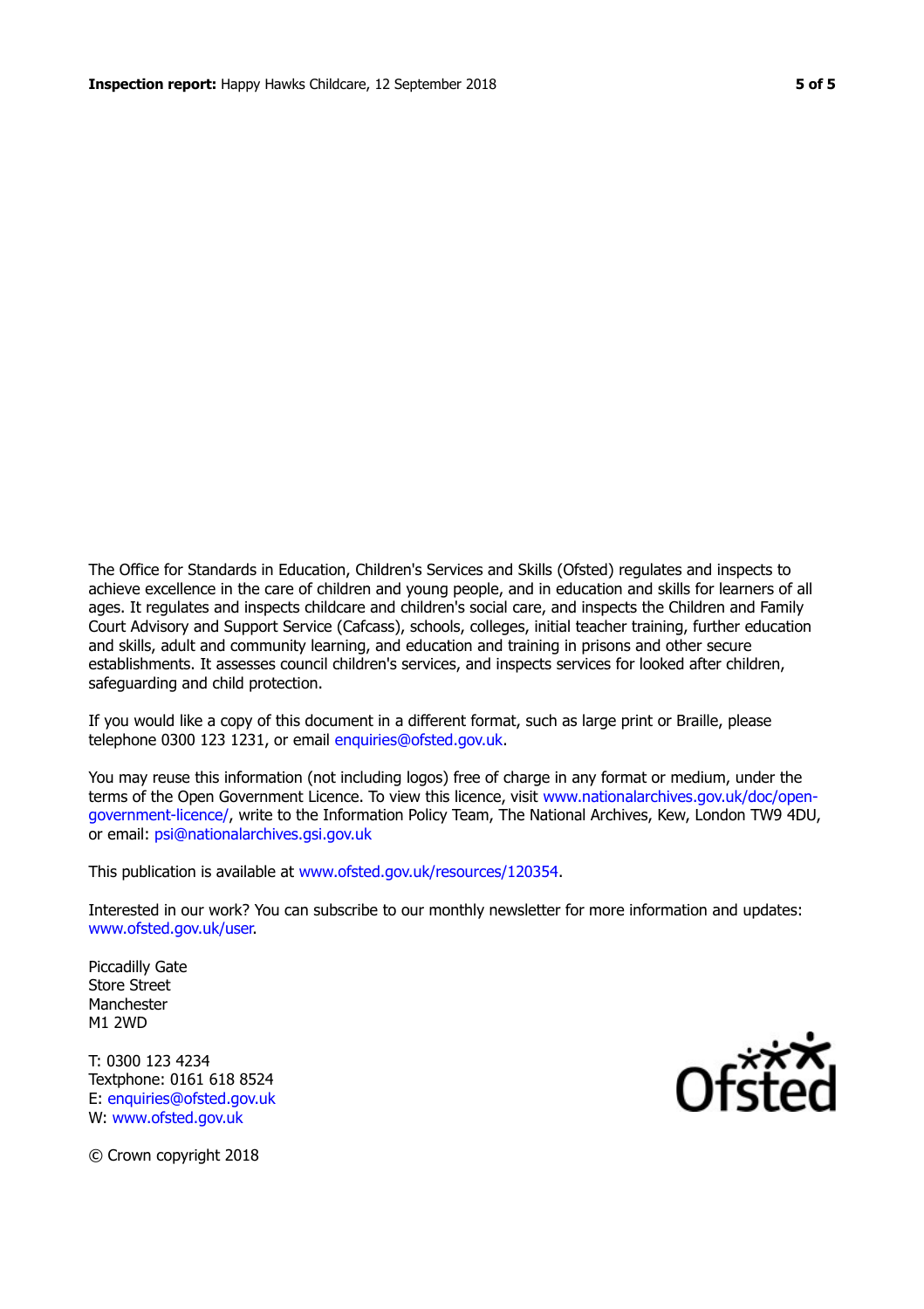The Office for Standards in Education, Children's Services and Skills (Ofsted) regulates and inspects to achieve excellence in the care of children and young people, and in education and skills for learners of all ages. It regulates and inspects childcare and children's social care, and inspects the Children and Family Court Advisory and Support Service (Cafcass), schools, colleges, initial teacher training, further education and skills, adult and community learning, and education and training in prisons and other secure establishments. It assesses council children's services, and inspects services for looked after children, safeguarding and child protection.

If you would like a copy of this document in a different format, such as large print or Braille, please telephone 0300 123 1231, or email enquiries@ofsted.gov.uk.

You may reuse this information (not including logos) free of charge in any format or medium, under the terms of the Open Government Licence. To view this licence, visit www.nationalarchives.gov.uk/doc/open-government-licence/, write to the Information Policy Team, The National Archives, Kew, London TW9 4DU, or email: psi@nationalarchives.gsi.gov.uk

This publication is available at www.ofsted.gov.uk/resources/120354.

Interested in our work? You can subscribe to our monthly newsletter for more information and updates: www.ofsted.gov.uk/user.

Piccadilly Gate
Store Street
Manchester
M1 2WD

T: 0300 123 4234
Textphone: 0161 618 8524
E: enquiries@ofsted.gov.uk
W: www.ofsted.gov.uk

© Crown copyright 2018